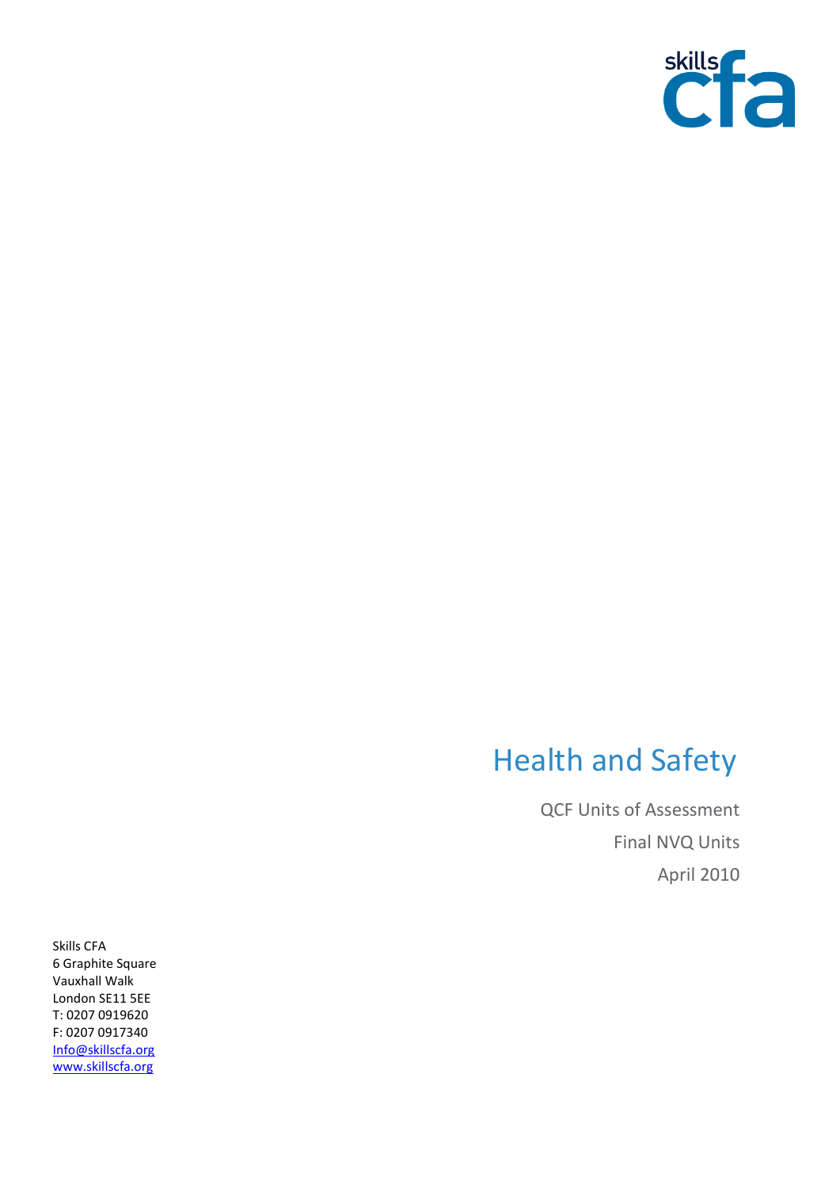skills cfa

# Health and Safety

QCF Units of Assessment

Final NVQ Units

April 2010

Skills CFA
6 Graphite Square
Vauxhall Walk
London SE11 5EE
T: 0207 0919620
F: 0207 0917340
Info@skillscfa.org
www.skillscfa.org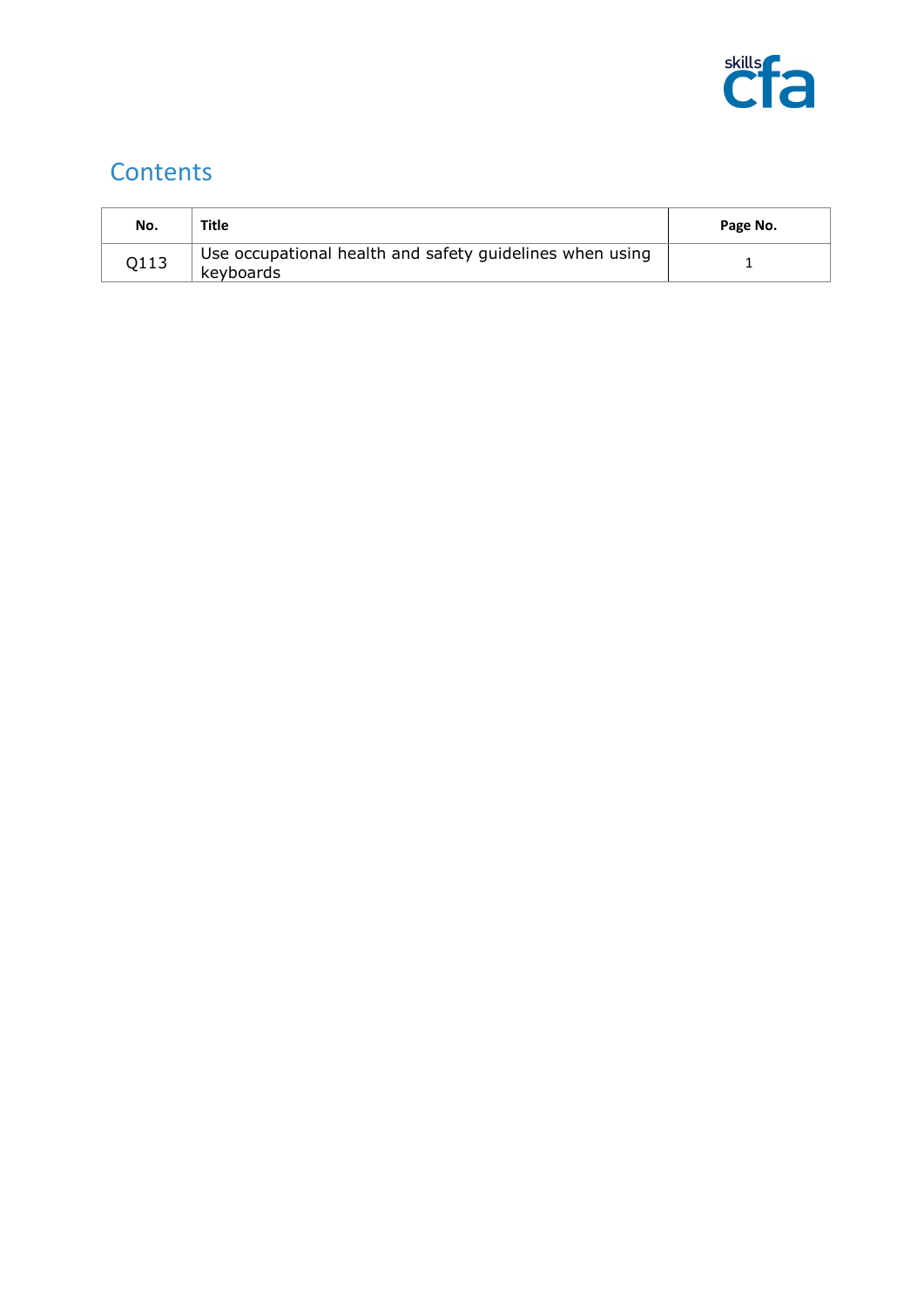## Contents

| No. | Title | Page No. |
|---|---|---|
| Q113 | Use occupational health and safety guidelines when using keyboards | 1 |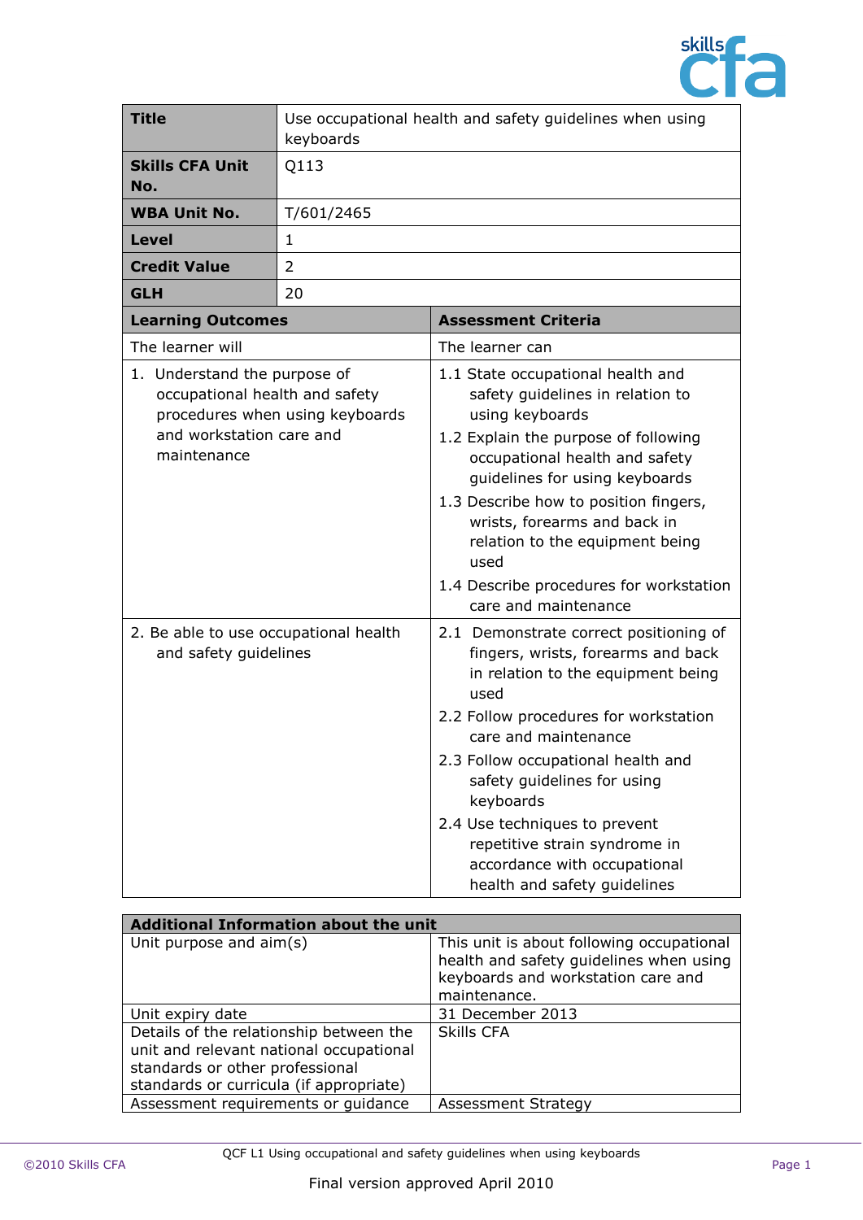| | |
|---|---|
| **Title** | Use occupational health and safety guidelines when using keyboards |
| **Skills CFA Unit No.** | Q113 |
| **WBA Unit No.** | T/601/2465 |
| **Level** | 1 |
| **Credit Value** | 2 |
| **GLH** | 20 |

| **Learning Outcomes** | **Assessment Criteria** |
|---|---|
| The learner will | The learner can |
| 1. Understand the purpose of occupational health and safety procedures when using keyboards and workstation care and maintenance | 1.1 State occupational health and safety guidelines in relation to using keyboards<br>1.2 Explain the purpose of following occupational health and safety guidelines for using keyboards<br>1.3 Describe how to position fingers, wrists, forearms and back in relation to the equipment being used<br>1.4 Describe procedures for workstation care and maintenance |
| 2. Be able to use occupational health and safety guidelines | 2.1 Demonstrate correct positioning of fingers, wrists, forearms and back in relation to the equipment being used<br>2.2 Follow procedures for workstation care and maintenance<br>2.3 Follow occupational health and safety guidelines for using keyboards<br>2.4 Use techniques to prevent repetitive strain syndrome in accordance with occupational health and safety guidelines |

| **Additional Information about the unit** | |
|---|---|
| Unit purpose and aim(s) | This unit is about following occupational health and safety guidelines when using keyboards and workstation care and maintenance. |
| Unit expiry date | 31 December 2013 |
| Details of the relationship between the unit and relevant national occupational standards or other professional standards or curricula (if appropriate) | Skills CFA |
| Assessment requirements or guidance | Assessment Strategy |

Final version approved April 2010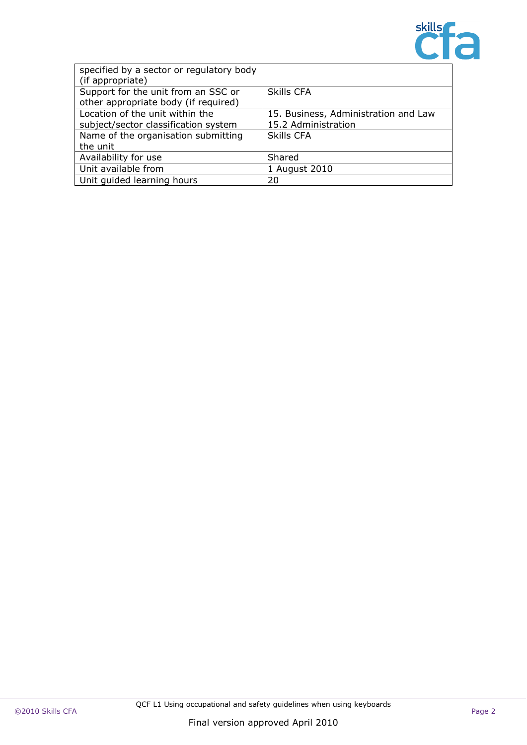| | |
|---|---|
| specified by a sector or regulatory body (if appropriate) | |
| Support for the unit from an SSC or other appropriate body (if required) | Skills CFA |
| Location of the unit within the subject/sector classification system | 15. Business, Administration and Law<br>15.2 Administration |
| Name of the organisation submitting the unit | Skills CFA |
| Availability for use | Shared |
| Unit available from | 1 August 2010 |
| Unit guided learning hours | 20 |